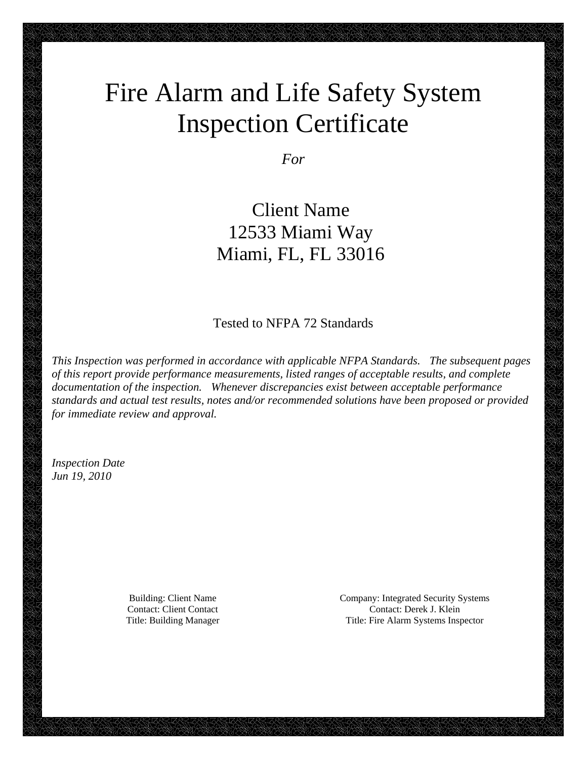# Fire Alarm and Life Safety System Inspection Certificate

*For*

Client Name
12533 Miami Way
Miami, FL, FL 33016

Tested to NFPA 72 Standards

*This Inspection was performed in accordance with applicable NFPA Standards. The subsequent pages of this report provide performance measurements, listed ranges of acceptable results, and complete documentation of the inspection. Whenever discrepancies exist between acceptable performance standards and actual test results, notes and/or recommended solutions have been proposed or provided for immediate review and approval.*

*Inspection Date*
*Jun 19, 2010*

Building: Client Name
Contact: Client Contact
Title: Building Manager

Company: Integrated Security Systems
Contact: Derek J. Klein
Title: Fire Alarm Systems Inspector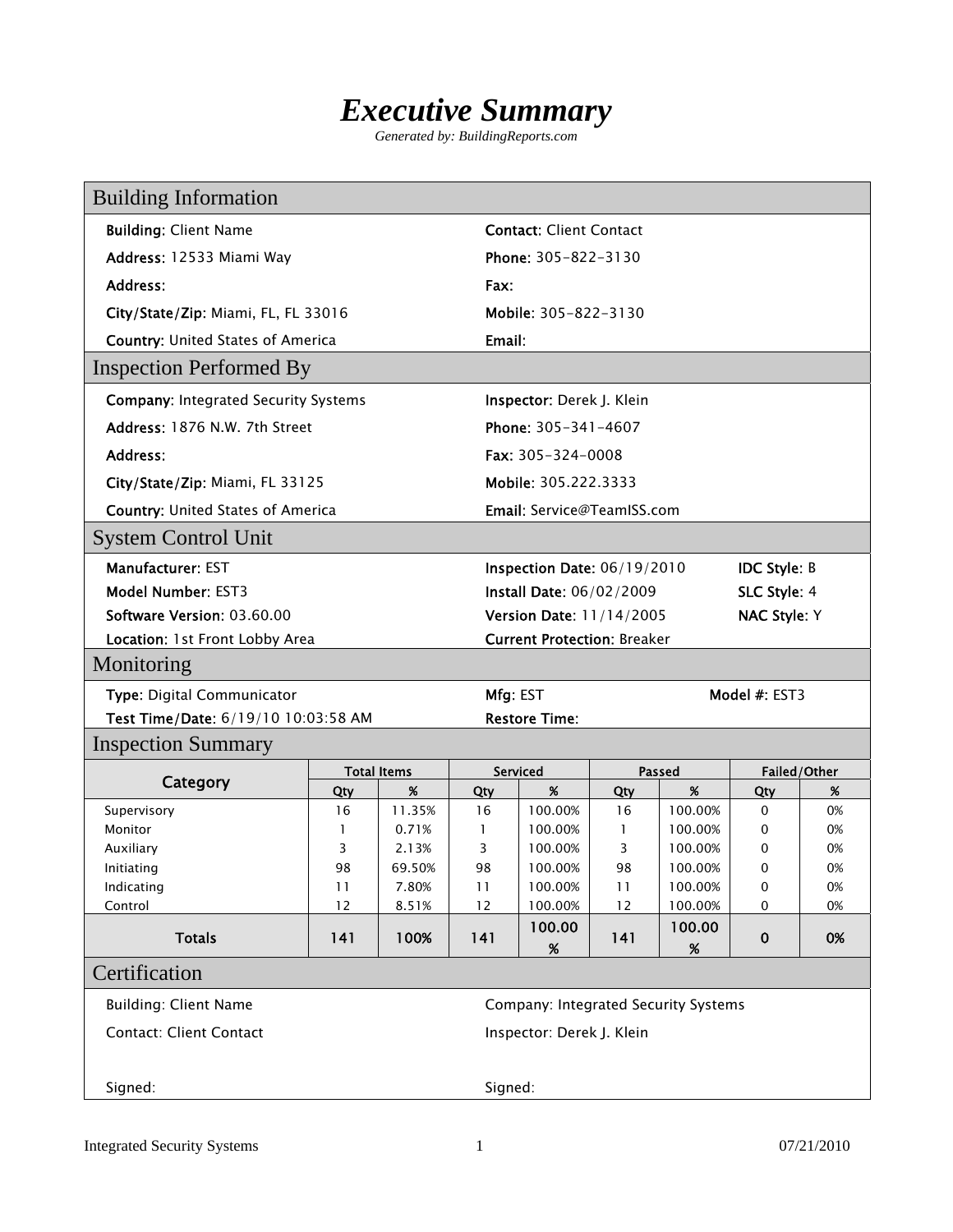# *Executive Summary*

*Generated by: BuildingReports.com*

## Building Information

**Building:** Client Name

**Address:** 12533 Miami Way

**Address:**

**City/State/Zip:** Miami, FL, FL 33016

**Country:** United States of America

**Contact:** Client Contact

**Phone:** 305-822-3130

**Fax:**

**Mobile:** 305-822-3130

**Email:**

## Inspection Performed By

**Company:** Integrated Security Systems

**Address:** 1876 N.W. 7th Street

**Address:**

**City/State/Zip:** Miami, FL 33125

**Country:** United States of America

**Inspector:** Derek J. Klein

**Phone:** 305-341-4607

**Fax:** 305-324-0008

**Mobile:** 305.222.3333

**Email:** Service@TeamISS.com

## System Control Unit

**Manufacturer:** EST

**Model Number:** EST3

**Software Version:** 03.60.00

**Location:** 1st Front Lobby Area

**Inspection Date:** 06/19/2010

**Install Date:** 06/02/2009

**Version Date:** 11/14/2005

**Current Protection:** Breaker

**IDC Style:** B

**SLC Style:** 4

**NAC Style:** Y

## Monitoring

**Type:** Digital Communicator

**Test Time/Date:** 6/19/10 10:03:58 AM

**Mfg:** EST

**Restore Time:**

**Model #:** EST3

## Inspection Summary

| Category | Total Items | | Serviced | | Passed | | Failed/Other | |
|---|---|---|---|---|---|---|---|---|
| | Qty | % | Qty | % | Qty | % | Qty | % |
| Supervisory | 16 | 11.35% | 16 | 100.00% | 16 | 100.00% | 0 | 0% |
| Monitor | 1 | 0.71% | 1 | 100.00% | 1 | 100.00% | 0 | 0% |
| Auxiliary | 3 | 2.13% | 3 | 100.00% | 3 | 100.00% | 0 | 0% |
| Initiating | 98 | 69.50% | 98 | 100.00% | 98 | 100.00% | 0 | 0% |
| Indicating | 11 | 7.80% | 11 | 100.00% | 11 | 100.00% | 0 | 0% |
| Control | 12 | 8.51% | 12 | 100.00% | 12 | 100.00% | 0 | 0% |
| **Totals** | **141** | **100%** | **141** | **100.00 %** | **141** | **100.00 %** | **0** | **0%** |

## Certification

Building: Client Name

Contact: Client Contact

Signed:

Company: Integrated Security Systems

Inspector: Derek J. Klein

Signed: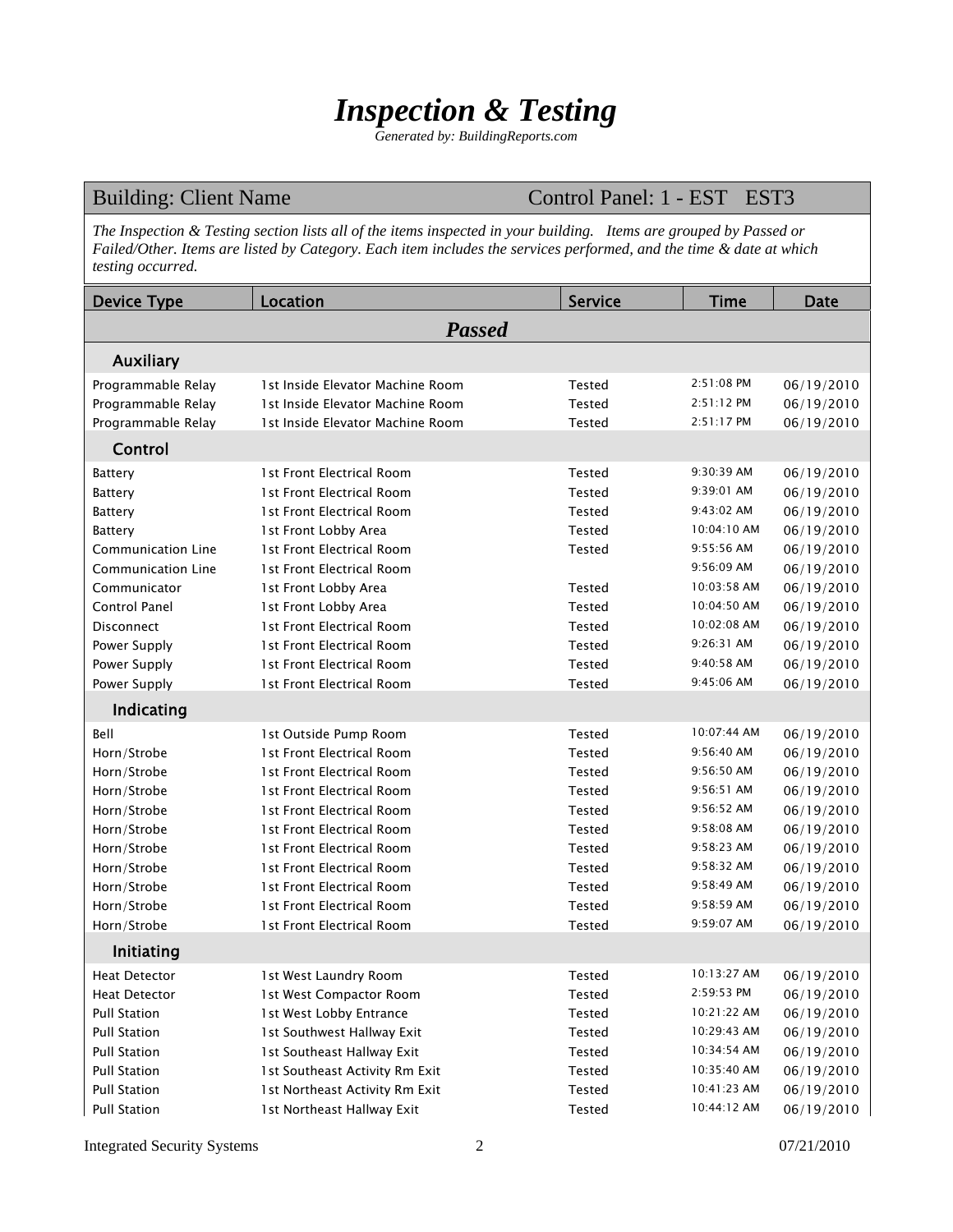# *Inspection & Testing*

*Generated by: BuildingReports.com*

**Building: Client Name** — **Control Panel: 1 - EST EST3**

*The Inspection & Testing section lists all of the items inspected in your building. Items are grouped by Passed or Failed/Other. Items are listed by Category. Each item includes the services performed, and the time & date at which testing occurred.*

| Device Type | Location | Service | Time | Date |
|---|---|---|---|---|
| ***Passed*** | | | | |
| **Auxiliary** | | | | |
| Programmable Relay | 1st Inside Elevator Machine Room | Tested | 2:51:08 PM | 06/19/2010 |
| Programmable Relay | 1st Inside Elevator Machine Room | Tested | 2:51:12 PM | 06/19/2010 |
| Programmable Relay | 1st Inside Elevator Machine Room | Tested | 2:51:17 PM | 06/19/2010 |
| **Control** | | | | |
| Battery | 1st Front Electrical Room | Tested | 9:30:39 AM | 06/19/2010 |
| Battery | 1st Front Electrical Room | Tested | 9:39:01 AM | 06/19/2010 |
| Battery | 1st Front Electrical Room | Tested | 9:43:02 AM | 06/19/2010 |
| Battery | 1st Front Lobby Area | Tested | 10:04:10 AM | 06/19/2010 |
| Communication Line | 1st Front Electrical Room | Tested | 9:55:56 AM | 06/19/2010 |
| Communication Line | 1st Front Electrical Room | | 9:56:09 AM | 06/19/2010 |
| Communicator | 1st Front Lobby Area | Tested | 10:03:58 AM | 06/19/2010 |
| Control Panel | 1st Front Lobby Area | Tested | 10:04:50 AM | 06/19/2010 |
| Disconnect | 1st Front Electrical Room | Tested | 10:02:08 AM | 06/19/2010 |
| Power Supply | 1st Front Electrical Room | Tested | 9:26:31 AM | 06/19/2010 |
| Power Supply | 1st Front Electrical Room | Tested | 9:40:58 AM | 06/19/2010 |
| Power Supply | 1st Front Electrical Room | Tested | 9:45:06 AM | 06/19/2010 |
| **Indicating** | | | | |
| Bell | 1st Outside Pump Room | Tested | 10:07:44 AM | 06/19/2010 |
| Horn/Strobe | 1st Front Electrical Room | Tested | 9:56:40 AM | 06/19/2010 |
| Horn/Strobe | 1st Front Electrical Room | Tested | 9:56:50 AM | 06/19/2010 |
| Horn/Strobe | 1st Front Electrical Room | Tested | 9:56:51 AM | 06/19/2010 |
| Horn/Strobe | 1st Front Electrical Room | Tested | 9:56:52 AM | 06/19/2010 |
| Horn/Strobe | 1st Front Electrical Room | Tested | 9:58:08 AM | 06/19/2010 |
| Horn/Strobe | 1st Front Electrical Room | Tested | 9:58:23 AM | 06/19/2010 |
| Horn/Strobe | 1st Front Electrical Room | Tested | 9:58:32 AM | 06/19/2010 |
| Horn/Strobe | 1st Front Electrical Room | Tested | 9:58:49 AM | 06/19/2010 |
| Horn/Strobe | 1st Front Electrical Room | Tested | 9:58:59 AM | 06/19/2010 |
| Horn/Strobe | 1st Front Electrical Room | Tested | 9:59:07 AM | 06/19/2010 |
| **Initiating** | | | | |
| Heat Detector | 1st West Laundry Room | Tested | 10:13:27 AM | 06/19/2010 |
| Heat Detector | 1st West Compactor Room | Tested | 2:59:53 PM | 06/19/2010 |
| Pull Station | 1st West Lobby Entrance | Tested | 10:21:22 AM | 06/19/2010 |
| Pull Station | 1st Southwest Hallway Exit | Tested | 10:29:43 AM | 06/19/2010 |
| Pull Station | 1st Southeast Hallway Exit | Tested | 10:34:54 AM | 06/19/2010 |
| Pull Station | 1st Southeast Activity Rm Exit | Tested | 10:35:40 AM | 06/19/2010 |
| Pull Station | 1st Northeast Activity Rm Exit | Tested | 10:41:23 AM | 06/19/2010 |
| Pull Station | 1st Northeast Hallway Exit | Tested | 10:44:12 AM | 06/19/2010 |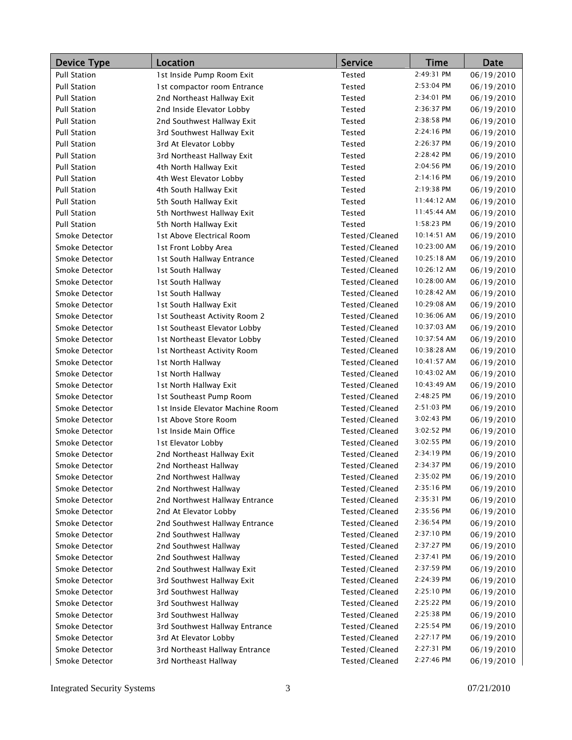| Device Type | Location | Service | Time | Date |
|---|---|---|---|---|
| Pull Station | 1st Inside Pump Room Exit | Tested | 2:49:31 PM | 06/19/2010 |
| Pull Station | 1st compactor room Entrance | Tested | 2:53:04 PM | 06/19/2010 |
| Pull Station | 2nd Northeast Hallway Exit | Tested | 2:34:01 PM | 06/19/2010 |
| Pull Station | 2nd Inside Elevator Lobby | Tested | 2:36:37 PM | 06/19/2010 |
| Pull Station | 2nd Southwest Hallway Exit | Tested | 2:38:58 PM | 06/19/2010 |
| Pull Station | 3rd Southwest Hallway Exit | Tested | 2:24:16 PM | 06/19/2010 |
| Pull Station | 3rd At Elevator Lobby | Tested | 2:26:37 PM | 06/19/2010 |
| Pull Station | 3rd Northeast Hallway Exit | Tested | 2:28:42 PM | 06/19/2010 |
| Pull Station | 4th North Hallway Exit | Tested | 2:04:56 PM | 06/19/2010 |
| Pull Station | 4th West Elevator Lobby | Tested | 2:14:16 PM | 06/19/2010 |
| Pull Station | 4th South Hallway Exit | Tested | 2:19:38 PM | 06/19/2010 |
| Pull Station | 5th South Hallway Exit | Tested | 11:44:12 AM | 06/19/2010 |
| Pull Station | 5th Northwest Hallway Exit | Tested | 11:45:44 AM | 06/19/2010 |
| Pull Station | 5th North Hallway Exit | Tested | 1:58:23 PM | 06/19/2010 |
| Smoke Detector | 1st Above Electrical Room | Tested/Cleaned | 10:14:51 AM | 06/19/2010 |
| Smoke Detector | 1st Front Lobby Area | Tested/Cleaned | 10:23:00 AM | 06/19/2010 |
| Smoke Detector | 1st South Hallway Entrance | Tested/Cleaned | 10:25:18 AM | 06/19/2010 |
| Smoke Detector | 1st South Hallway | Tested/Cleaned | 10:26:12 AM | 06/19/2010 |
| Smoke Detector | 1st South Hallway | Tested/Cleaned | 10:28:00 AM | 06/19/2010 |
| Smoke Detector | 1st South Hallway | Tested/Cleaned | 10:28:42 AM | 06/19/2010 |
| Smoke Detector | 1st South Hallway Exit | Tested/Cleaned | 10:29:08 AM | 06/19/2010 |
| Smoke Detector | 1st Southeast Activity Room 2 | Tested/Cleaned | 10:36:06 AM | 06/19/2010 |
| Smoke Detector | 1st Southeast Elevator Lobby | Tested/Cleaned | 10:37:03 AM | 06/19/2010 |
| Smoke Detector | 1st Northeast Elevator Lobby | Tested/Cleaned | 10:37:54 AM | 06/19/2010 |
| Smoke Detector | 1st Northeast Activity Room | Tested/Cleaned | 10:38:28 AM | 06/19/2010 |
| Smoke Detector | 1st North Hallway | Tested/Cleaned | 10:41:57 AM | 06/19/2010 |
| Smoke Detector | 1st North Hallway | Tested/Cleaned | 10:43:02 AM | 06/19/2010 |
| Smoke Detector | 1st North Hallway Exit | Tested/Cleaned | 10:43:49 AM | 06/19/2010 |
| Smoke Detector | 1st Southeast Pump Room | Tested/Cleaned | 2:48:25 PM | 06/19/2010 |
| Smoke Detector | 1st Inside Elevator Machine Room | Tested/Cleaned | 2:51:03 PM | 06/19/2010 |
| Smoke Detector | 1st Above Store Room | Tested/Cleaned | 3:02:43 PM | 06/19/2010 |
| Smoke Detector | 1st Inside Main Office | Tested/Cleaned | 3:02:52 PM | 06/19/2010 |
| Smoke Detector | 1st Elevator Lobby | Tested/Cleaned | 3:02:55 PM | 06/19/2010 |
| Smoke Detector | 2nd Northeast Hallway Exit | Tested/Cleaned | 2:34:19 PM | 06/19/2010 |
| Smoke Detector | 2nd Northeast Hallway | Tested/Cleaned | 2:34:37 PM | 06/19/2010 |
| Smoke Detector | 2nd Northwest Hallway | Tested/Cleaned | 2:35:02 PM | 06/19/2010 |
| Smoke Detector | 2nd Northwest Hallway | Tested/Cleaned | 2:35:16 PM | 06/19/2010 |
| Smoke Detector | 2nd Northwest Hallway Entrance | Tested/Cleaned | 2:35:31 PM | 06/19/2010 |
| Smoke Detector | 2nd At Elevator Lobby | Tested/Cleaned | 2:35:56 PM | 06/19/2010 |
| Smoke Detector | 2nd Southwest Hallway Entrance | Tested/Cleaned | 2:36:54 PM | 06/19/2010 |
| Smoke Detector | 2nd Southwest Hallway | Tested/Cleaned | 2:37:10 PM | 06/19/2010 |
| Smoke Detector | 2nd Southwest Hallway | Tested/Cleaned | 2:37:27 PM | 06/19/2010 |
| Smoke Detector | 2nd Southwest Hallway | Tested/Cleaned | 2:37:41 PM | 06/19/2010 |
| Smoke Detector | 2nd Southwest Hallway Exit | Tested/Cleaned | 2:37:59 PM | 06/19/2010 |
| Smoke Detector | 3rd Southwest Hallway Exit | Tested/Cleaned | 2:24:39 PM | 06/19/2010 |
| Smoke Detector | 3rd Southwest Hallway | Tested/Cleaned | 2:25:10 PM | 06/19/2010 |
| Smoke Detector | 3rd Southwest Hallway | Tested/Cleaned | 2:25:22 PM | 06/19/2010 |
| Smoke Detector | 3rd Southwest Hallway | Tested/Cleaned | 2:25:38 PM | 06/19/2010 |
| Smoke Detector | 3rd Southwest Hallway Entrance | Tested/Cleaned | 2:25:54 PM | 06/19/2010 |
| Smoke Detector | 3rd At Elevator Lobby | Tested/Cleaned | 2:27:17 PM | 06/19/2010 |
| Smoke Detector | 3rd Northeast Hallway Entrance | Tested/Cleaned | 2:27:31 PM | 06/19/2010 |
| Smoke Detector | 3rd Northeast Hallway | Tested/Cleaned | 2:27:46 PM | 06/19/2010 |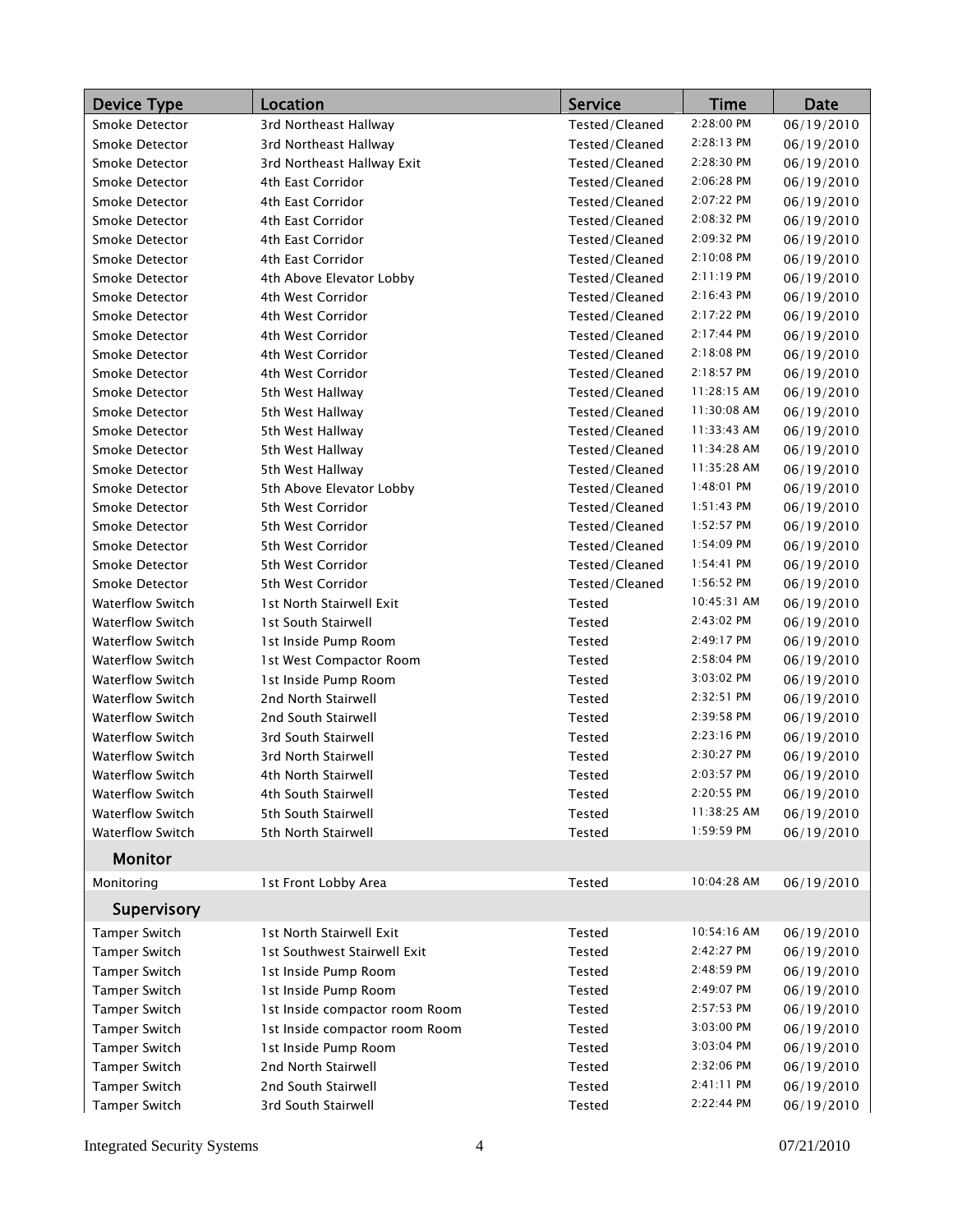| Device Type | Location | Service | Time | Date |
|---|---|---|---|---|
| Smoke Detector | 3rd Northeast Hallway | Tested/Cleaned | 2:28:00 PM | 06/19/2010 |
| Smoke Detector | 3rd Northeast Hallway | Tested/Cleaned | 2:28:13 PM | 06/19/2010 |
| Smoke Detector | 3rd Northeast Hallway Exit | Tested/Cleaned | 2:28:30 PM | 06/19/2010 |
| Smoke Detector | 4th East Corridor | Tested/Cleaned | 2:06:28 PM | 06/19/2010 |
| Smoke Detector | 4th East Corridor | Tested/Cleaned | 2:07:22 PM | 06/19/2010 |
| Smoke Detector | 4th East Corridor | Tested/Cleaned | 2:08:32 PM | 06/19/2010 |
| Smoke Detector | 4th East Corridor | Tested/Cleaned | 2:09:32 PM | 06/19/2010 |
| Smoke Detector | 4th East Corridor | Tested/Cleaned | 2:10:08 PM | 06/19/2010 |
| Smoke Detector | 4th Above Elevator Lobby | Tested/Cleaned | 2:11:19 PM | 06/19/2010 |
| Smoke Detector | 4th West Corridor | Tested/Cleaned | 2:16:43 PM | 06/19/2010 |
| Smoke Detector | 4th West Corridor | Tested/Cleaned | 2:17:22 PM | 06/19/2010 |
| Smoke Detector | 4th West Corridor | Tested/Cleaned | 2:17:44 PM | 06/19/2010 |
| Smoke Detector | 4th West Corridor | Tested/Cleaned | 2:18:08 PM | 06/19/2010 |
| Smoke Detector | 4th West Corridor | Tested/Cleaned | 2:18:57 PM | 06/19/2010 |
| Smoke Detector | 5th West Hallway | Tested/Cleaned | 11:28:15 AM | 06/19/2010 |
| Smoke Detector | 5th West Hallway | Tested/Cleaned | 11:30:08 AM | 06/19/2010 |
| Smoke Detector | 5th West Hallway | Tested/Cleaned | 11:33:43 AM | 06/19/2010 |
| Smoke Detector | 5th West Hallway | Tested/Cleaned | 11:34:28 AM | 06/19/2010 |
| Smoke Detector | 5th West Hallway | Tested/Cleaned | 11:35:28 AM | 06/19/2010 |
| Smoke Detector | 5th Above Elevator Lobby | Tested/Cleaned | 1:48:01 PM | 06/19/2010 |
| Smoke Detector | 5th West Corridor | Tested/Cleaned | 1:51:43 PM | 06/19/2010 |
| Smoke Detector | 5th West Corridor | Tested/Cleaned | 1:52:57 PM | 06/19/2010 |
| Smoke Detector | 5th West Corridor | Tested/Cleaned | 1:54:09 PM | 06/19/2010 |
| Smoke Detector | 5th West Corridor | Tested/Cleaned | 1:54:41 PM | 06/19/2010 |
| Smoke Detector | 5th West Corridor | Tested/Cleaned | 1:56:52 PM | 06/19/2010 |
| Waterflow Switch | 1st North Stairwell Exit | Tested | 10:45:31 AM | 06/19/2010 |
| Waterflow Switch | 1st South Stairwell | Tested | 2:43:02 PM | 06/19/2010 |
| Waterflow Switch | 1st Inside Pump Room | Tested | 2:49:17 PM | 06/19/2010 |
| Waterflow Switch | 1st West Compactor Room | Tested | 2:58:04 PM | 06/19/2010 |
| Waterflow Switch | 1st Inside Pump Room | Tested | 3:03:02 PM | 06/19/2010 |
| Waterflow Switch | 2nd North Stairwell | Tested | 2:32:51 PM | 06/19/2010 |
| Waterflow Switch | 2nd South Stairwell | Tested | 2:39:58 PM | 06/19/2010 |
| Waterflow Switch | 3rd South Stairwell | Tested | 2:23:16 PM | 06/19/2010 |
| Waterflow Switch | 3rd North Stairwell | Tested | 2:30:27 PM | 06/19/2010 |
| Waterflow Switch | 4th North Stairwell | Tested | 2:03:57 PM | 06/19/2010 |
| Waterflow Switch | 4th South Stairwell | Tested | 2:20:55 PM | 06/19/2010 |
| Waterflow Switch | 5th South Stairwell | Tested | 11:38:25 AM | 06/19/2010 |
| Waterflow Switch | 5th North Stairwell | Tested | 1:59:59 PM | 06/19/2010 |
| **Monitor** | | | | |
| Monitoring | 1st Front Lobby Area | Tested | 10:04:28 AM | 06/19/2010 |
| **Supervisory** | | | | |
| Tamper Switch | 1st North Stairwell Exit | Tested | 10:54:16 AM | 06/19/2010 |
| Tamper Switch | 1st Southwest Stairwell Exit | Tested | 2:42:27 PM | 06/19/2010 |
| Tamper Switch | 1st Inside Pump Room | Tested | 2:48:59 PM | 06/19/2010 |
| Tamper Switch | 1st Inside Pump Room | Tested | 2:49:07 PM | 06/19/2010 |
| Tamper Switch | 1st Inside compactor room Room | Tested | 2:57:53 PM | 06/19/2010 |
| Tamper Switch | 1st Inside compactor room Room | Tested | 3:03:00 PM | 06/19/2010 |
| Tamper Switch | 1st Inside Pump Room | Tested | 3:03:04 PM | 06/19/2010 |
| Tamper Switch | 2nd North Stairwell | Tested | 2:32:06 PM | 06/19/2010 |
| Tamper Switch | 2nd South Stairwell | Tested | 2:41:11 PM | 06/19/2010 |
| Tamper Switch | 3rd South Stairwell | Tested | 2:22:44 PM | 06/19/2010 |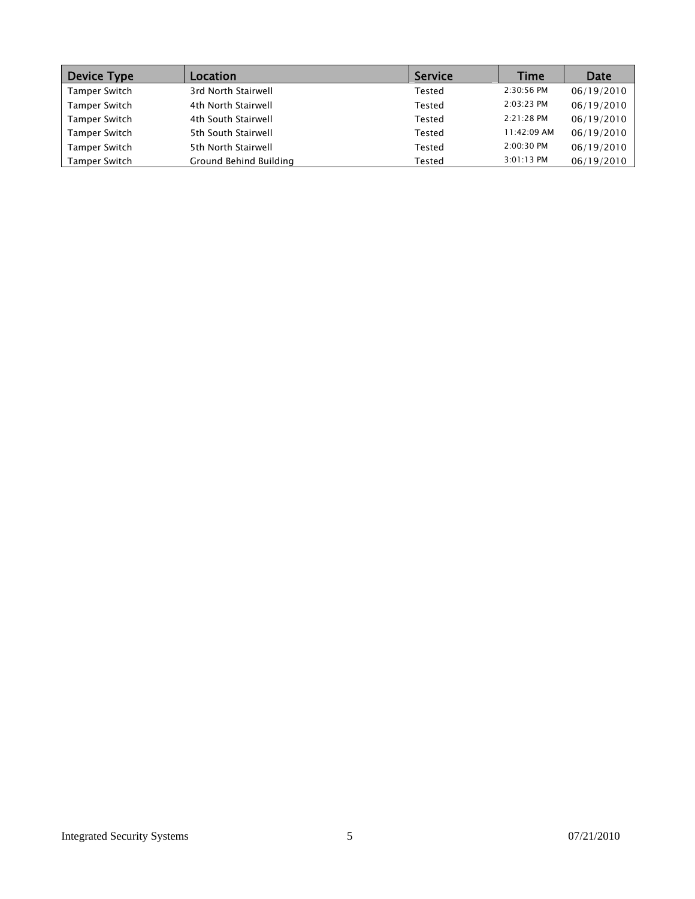| Device Type | Location | Service | Time | Date |
|---|---|---|---|---|
| Tamper Switch | 3rd North Stairwell | Tested | 2:30:56 PM | 06/19/2010 |
| Tamper Switch | 4th North Stairwell | Tested | 2:03:23 PM | 06/19/2010 |
| Tamper Switch | 4th South Stairwell | Tested | 2:21:28 PM | 06/19/2010 |
| Tamper Switch | 5th South Stairwell | Tested | 11:42:09 AM | 06/19/2010 |
| Tamper Switch | 5th North Stairwell | Tested | 2:00:30 PM | 06/19/2010 |
| Tamper Switch | Ground Behind Building | Tested | 3:01:13 PM | 06/19/2010 |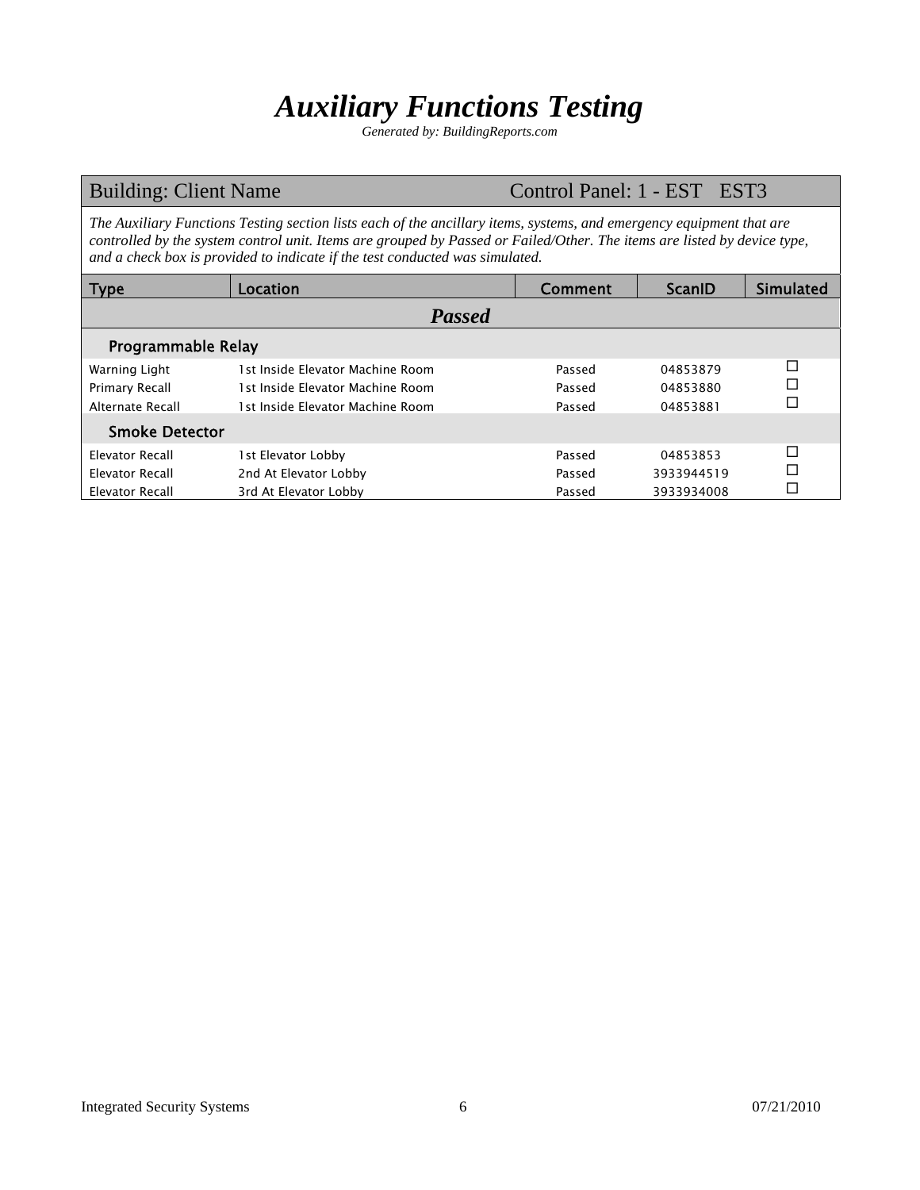# *Auxiliary Functions Testing*

*Generated by: BuildingReports.com*

**Building: Client Name** | **Control Panel: 1 - EST EST3**

*The Auxiliary Functions Testing section lists each of the ancillary items, systems, and emergency equipment that are controlled by the system control unit. Items are grouped by Passed or Failed/Other. The items are listed by device type, and a check box is provided to indicate if the test conducted was simulated.*

| Type | Location | Comment | ScanID | Simulated |
|---|---|---|---|---|
| ***Passed*** | | | | |
| **Programmable Relay** | | | | |
| Warning Light | 1st Inside Elevator Machine Room | Passed | 04853879 | ☐ |
| Primary Recall | 1st Inside Elevator Machine Room | Passed | 04853880 | ☐ |
| Alternate Recall | 1st Inside Elevator Machine Room | Passed | 04853881 | ☐ |
| **Smoke Detector** | | | | |
| Elevator Recall | 1st Elevator Lobby | Passed | 04853853 | ☐ |
| Elevator Recall | 2nd At Elevator Lobby | Passed | 3933944519 | ☐ |
| Elevator Recall | 3rd At Elevator Lobby | Passed | 3933934008 | ☐ |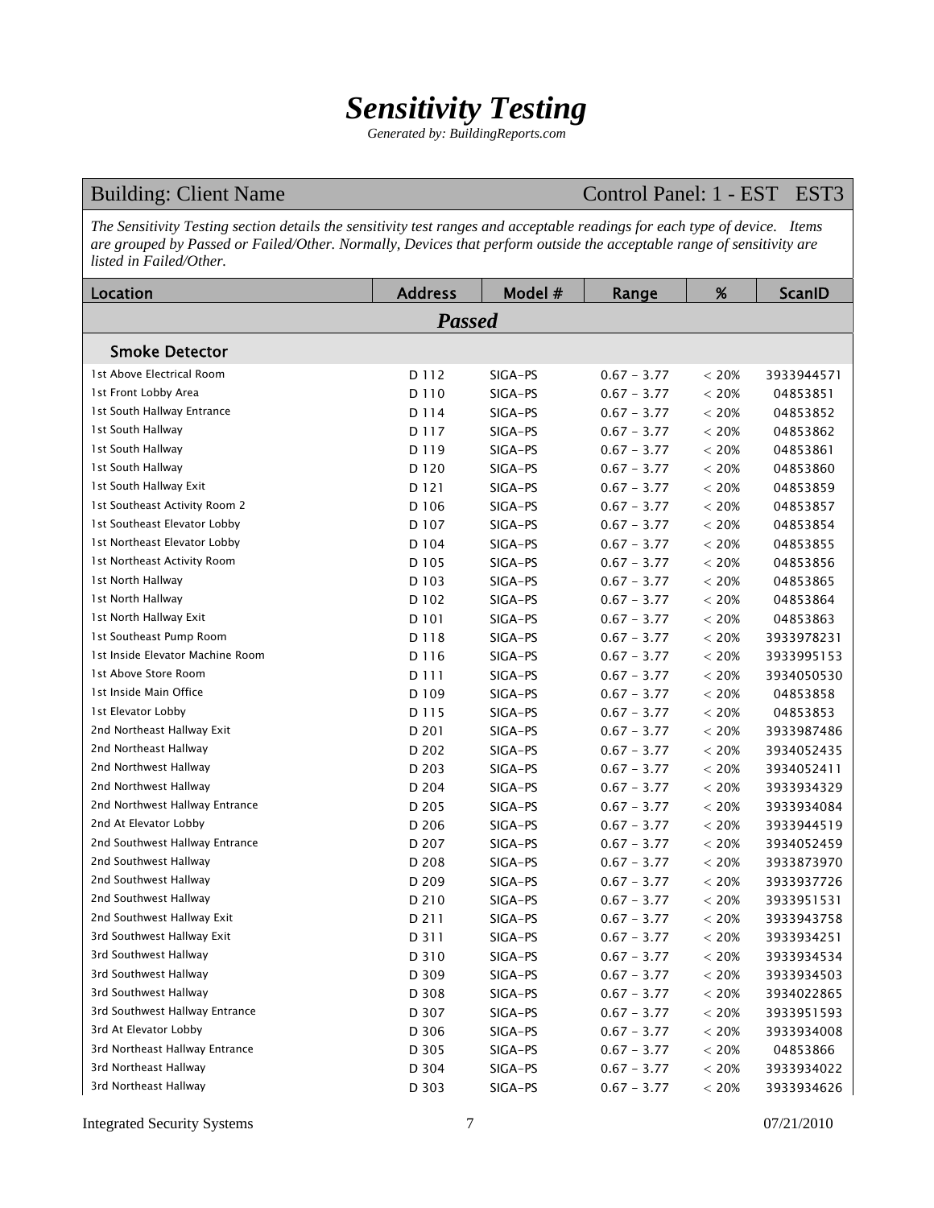# *Sensitivity Testing*

*Generated by: BuildingReports.com*

Building: Client Name — Control Panel: 1 - EST EST3

*The Sensitivity Testing section details the sensitivity test ranges and acceptable readings for each type of device. Items are grouped by Passed or Failed/Other. Normally, Devices that perform outside the acceptable range of sensitivity are listed in Failed/Other.*

| Location | Address | Model # | Range | % | ScanID |
|---|---|---|---|---|---|
| ***Passed*** | | | | | |
| **Smoke Detector** | | | | | |
| 1st Above Electrical Room | D 112 | SIGA-PS | 0.67 - 3.77 | < 20% | 3933944571 |
| 1st Front Lobby Area | D 110 | SIGA-PS | 0.67 - 3.77 | < 20% | 04853851 |
| 1st South Hallway Entrance | D 114 | SIGA-PS | 0.67 - 3.77 | < 20% | 04853852 |
| 1st South Hallway | D 117 | SIGA-PS | 0.67 - 3.77 | < 20% | 04853862 |
| 1st South Hallway | D 119 | SIGA-PS | 0.67 - 3.77 | < 20% | 04853861 |
| 1st South Hallway | D 120 | SIGA-PS | 0.67 - 3.77 | < 20% | 04853860 |
| 1st South Hallway Exit | D 121 | SIGA-PS | 0.67 - 3.77 | < 20% | 04853859 |
| 1st Southeast Activity Room 2 | D 106 | SIGA-PS | 0.67 - 3.77 | < 20% | 04853857 |
| 1st Southeast Elevator Lobby | D 107 | SIGA-PS | 0.67 - 3.77 | < 20% | 04853854 |
| 1st Northeast Elevator Lobby | D 104 | SIGA-PS | 0.67 - 3.77 | < 20% | 04853855 |
| 1st Northeast Activity Room | D 105 | SIGA-PS | 0.67 - 3.77 | < 20% | 04853856 |
| 1st North Hallway | D 103 | SIGA-PS | 0.67 - 3.77 | < 20% | 04853865 |
| 1st North Hallway | D 102 | SIGA-PS | 0.67 - 3.77 | < 20% | 04853864 |
| 1st North Hallway Exit | D 101 | SIGA-PS | 0.67 - 3.77 | < 20% | 04853863 |
| 1st Southeast Pump Room | D 118 | SIGA-PS | 0.67 - 3.77 | < 20% | 3933978231 |
| 1st Inside Elevator Machine Room | D 116 | SIGA-PS | 0.67 - 3.77 | < 20% | 3933995153 |
| 1st Above Store Room | D 111 | SIGA-PS | 0.67 - 3.77 | < 20% | 3934050530 |
| 1st Inside Main Office | D 109 | SIGA-PS | 0.67 - 3.77 | < 20% | 04853858 |
| 1st Elevator Lobby | D 115 | SIGA-PS | 0.67 - 3.77 | < 20% | 04853853 |
| 2nd Northeast Hallway Exit | D 201 | SIGA-PS | 0.67 - 3.77 | < 20% | 3933987486 |
| 2nd Northeast Hallway | D 202 | SIGA-PS | 0.67 - 3.77 | < 20% | 3934052435 |
| 2nd Northwest Hallway | D 203 | SIGA-PS | 0.67 - 3.77 | < 20% | 3934052411 |
| 2nd Northwest Hallway | D 204 | SIGA-PS | 0.67 - 3.77 | < 20% | 3933934329 |
| 2nd Northwest Hallway Entrance | D 205 | SIGA-PS | 0.67 - 3.77 | < 20% | 3933934084 |
| 2nd At Elevator Lobby | D 206 | SIGA-PS | 0.67 - 3.77 | < 20% | 3933944519 |
| 2nd Southwest Hallway Entrance | D 207 | SIGA-PS | 0.67 - 3.77 | < 20% | 3934052459 |
| 2nd Southwest Hallway | D 208 | SIGA-PS | 0.67 - 3.77 | < 20% | 3933873970 |
| 2nd Southwest Hallway | D 209 | SIGA-PS | 0.67 - 3.77 | < 20% | 3933937726 |
| 2nd Southwest Hallway | D 210 | SIGA-PS | 0.67 - 3.77 | < 20% | 3933951531 |
| 2nd Southwest Hallway Exit | D 211 | SIGA-PS | 0.67 - 3.77 | < 20% | 3933943758 |
| 3rd Southwest Hallway Exit | D 311 | SIGA-PS | 0.67 - 3.77 | < 20% | 3933934251 |
| 3rd Southwest Hallway | D 310 | SIGA-PS | 0.67 - 3.77 | < 20% | 3933934534 |
| 3rd Southwest Hallway | D 309 | SIGA-PS | 0.67 - 3.77 | < 20% | 3933934503 |
| 3rd Southwest Hallway | D 308 | SIGA-PS | 0.67 - 3.77 | < 20% | 3934022865 |
| 3rd Southwest Hallway Entrance | D 307 | SIGA-PS | 0.67 - 3.77 | < 20% | 3933951593 |
| 3rd At Elevator Lobby | D 306 | SIGA-PS | 0.67 - 3.77 | < 20% | 3933934008 |
| 3rd Northeast Hallway Entrance | D 305 | SIGA-PS | 0.67 - 3.77 | < 20% | 04853866 |
| 3rd Northeast Hallway | D 304 | SIGA-PS | 0.67 - 3.77 | < 20% | 3933934022 |
| 3rd Northeast Hallway | D 303 | SIGA-PS | 0.67 - 3.77 | < 20% | 3933934626 |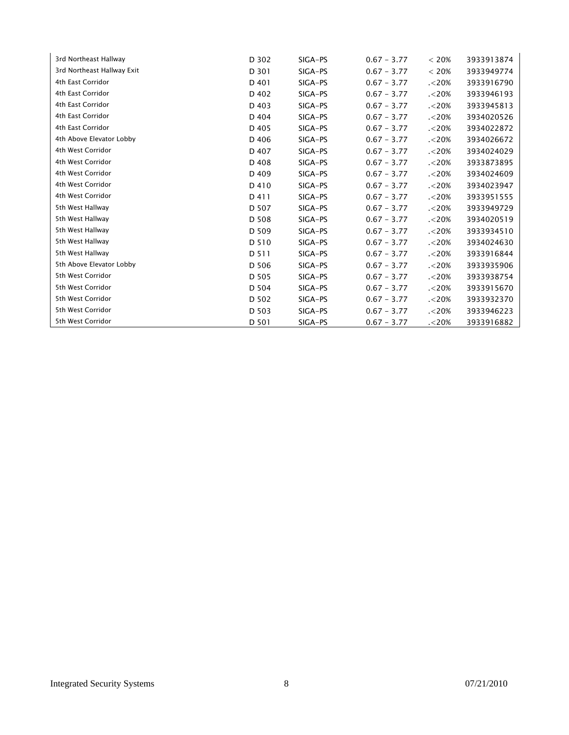| | | | | | |
|---|---|---|---|---|---|
| 3rd Northeast Hallway | D 302 | SIGA-PS | 0.67 - 3.77 | < 20% | 3933913874 |
| 3rd Northeast Hallway Exit | D 301 | SIGA-PS | 0.67 - 3.77 | < 20% | 3933949774 |
| 4th East Corridor | D 401 | SIGA-PS | 0.67 - 3.77 | .<20% | 3933916790 |
| 4th East Corridor | D 402 | SIGA-PS | 0.67 - 3.77 | .<20% | 3933946193 |
| 4th East Corridor | D 403 | SIGA-PS | 0.67 - 3.77 | .<20% | 3933945813 |
| 4th East Corridor | D 404 | SIGA-PS | 0.67 - 3.77 | .<20% | 3934020526 |
| 4th East Corridor | D 405 | SIGA-PS | 0.67 - 3.77 | .<20% | 3934022872 |
| 4th Above Elevator Lobby | D 406 | SIGA-PS | 0.67 - 3.77 | .<20% | 3934026672 |
| 4th West Corridor | D 407 | SIGA-PS | 0.67 - 3.77 | .<20% | 3934024029 |
| 4th West Corridor | D 408 | SIGA-PS | 0.67 - 3.77 | .<20% | 3933873895 |
| 4th West Corridor | D 409 | SIGA-PS | 0.67 - 3.77 | .<20% | 3934024609 |
| 4th West Corridor | D 410 | SIGA-PS | 0.67 - 3.77 | .<20% | 3934023947 |
| 4th West Corridor | D 411 | SIGA-PS | 0.67 - 3.77 | .<20% | 3933951555 |
| 5th West Hallway | D 507 | SIGA-PS | 0.67 - 3.77 | .<20% | 3933949729 |
| 5th West Hallway | D 508 | SIGA-PS | 0.67 - 3.77 | .<20% | 3934020519 |
| 5th West Hallway | D 509 | SIGA-PS | 0.67 - 3.77 | .<20% | 3933934510 |
| 5th West Hallway | D 510 | SIGA-PS | 0.67 - 3.77 | .<20% | 3934024630 |
| 5th West Hallway | D 511 | SIGA-PS | 0.67 - 3.77 | .<20% | 3933916844 |
| 5th Above Elevator Lobby | D 506 | SIGA-PS | 0.67 - 3.77 | .<20% | 3933935906 |
| 5th West Corridor | D 505 | SIGA-PS | 0.67 - 3.77 | .<20% | 3933938754 |
| 5th West Corridor | D 504 | SIGA-PS | 0.67 - 3.77 | .<20% | 3933915670 |
| 5th West Corridor | D 502 | SIGA-PS | 0.67 - 3.77 | .<20% | 3933932370 |
| 5th West Corridor | D 503 | SIGA-PS | 0.67 - 3.77 | .<20% | 3933946223 |
| 5th West Corridor | D 501 | SIGA-PS | 0.67 - 3.77 | .<20% | 3933916882 |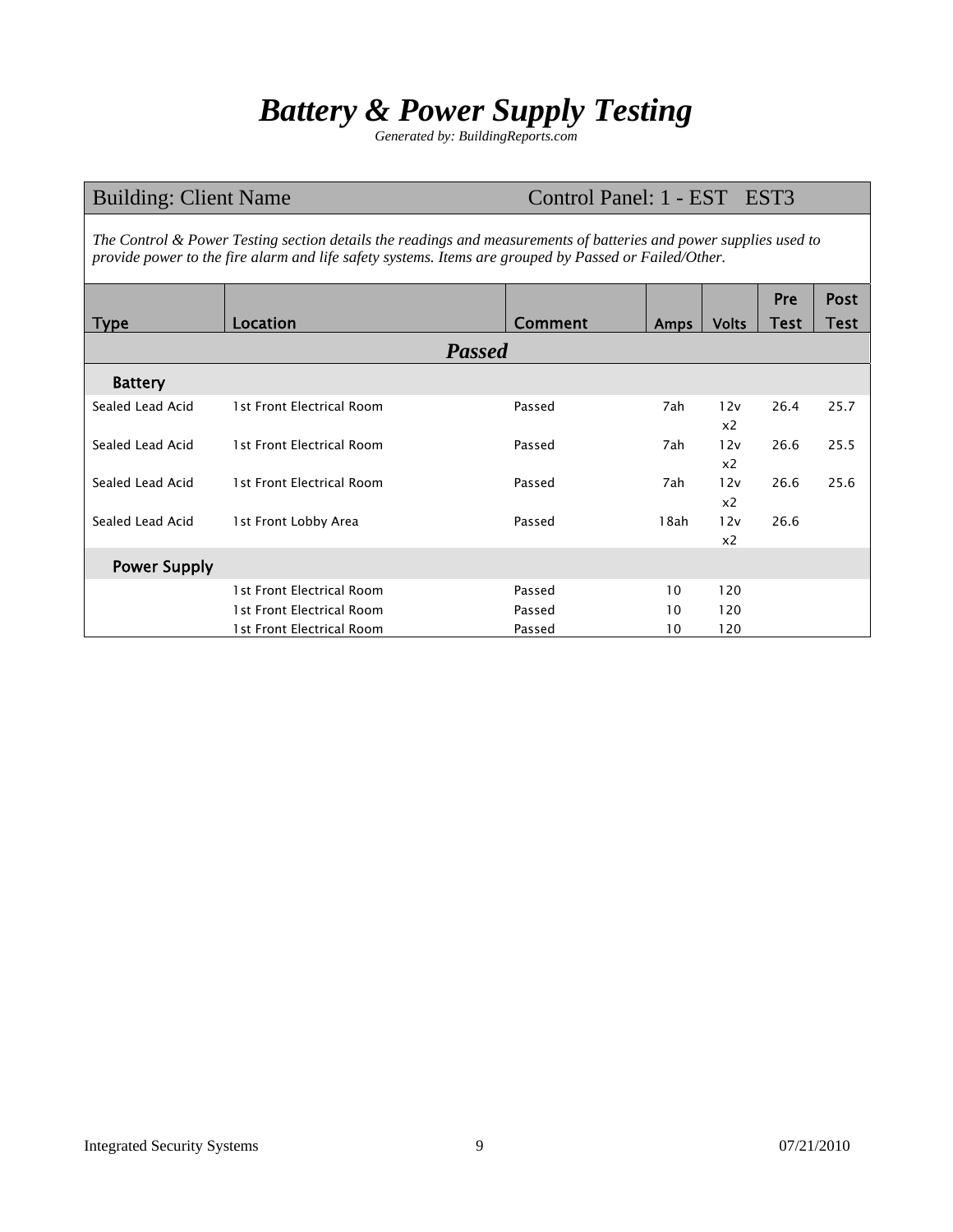# *Battery & Power Supply Testing*

*Generated by: BuildingReports.com*

| Building: Client Name | | Control Panel: 1 - EST EST3 | | | | |
|---|---|---|---|---|---|---|

*The Control & Power Testing section details the readings and measurements of batteries and power supplies used to provide power to the fire alarm and life safety systems. Items are grouped by Passed or Failed/Other.*

| Type | Location | Comment | Amps | Volts | Pre Test | Post Test |
|---|---|---|---|---|---|---|
| ***Passed*** | | | | | | |
| **Battery** | | | | | | |
| Sealed Lead Acid | 1st Front Electrical Room | Passed | 7ah | 12v x2 | 26.4 | 25.7 |
| Sealed Lead Acid | 1st Front Electrical Room | Passed | 7ah | 12v x2 | 26.6 | 25.5 |
| Sealed Lead Acid | 1st Front Electrical Room | Passed | 7ah | 12v x2 | 26.6 | 25.6 |
| Sealed Lead Acid | 1st Front Lobby Area | Passed | 18ah | 12v x2 | 26.6 | |
| **Power Supply** | | | | | | |
| | 1st Front Electrical Room | Passed | 10 | 120 | | |
| | 1st Front Electrical Room | Passed | 10 | 120 | | |
| | 1st Front Electrical Room | Passed | 10 | 120 | | |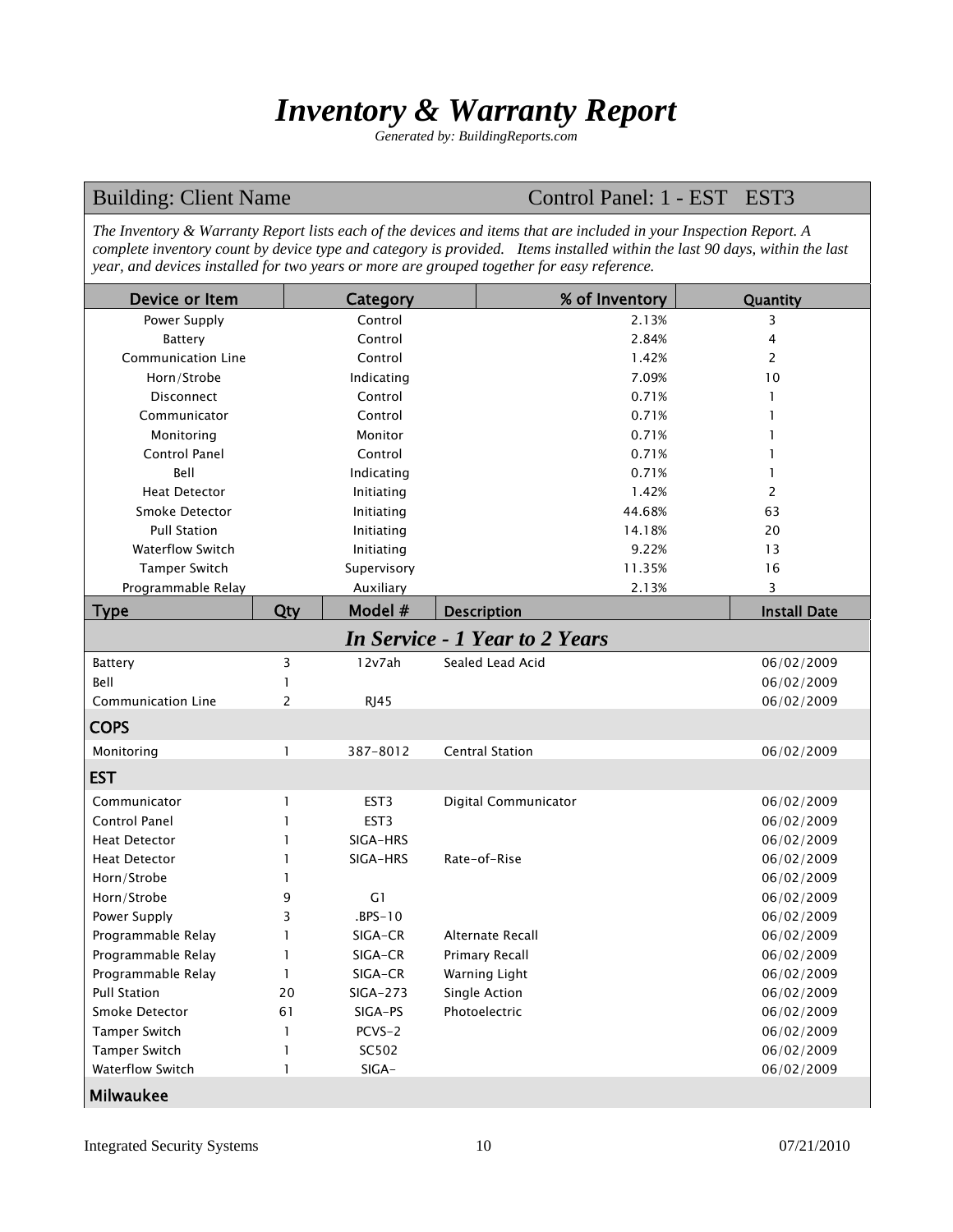# *Inventory & Warranty Report*

*Generated by: BuildingReports.com*

| Building: Client Name | Control Panel: 1 - EST EST3 |
|---|---|

*The Inventory & Warranty Report lists each of the devices and items that are included in your Inspection Report. A complete inventory count by device type and category is provided. Items installed within the last 90 days, within the last year, and devices installed for two years or more are grouped together for easy reference.*

| Device or Item | Category | % of Inventory | Quantity |
|---|---|---|---|
| Power Supply | Control | 2.13% | 3 |
| Battery | Control | 2.84% | 4 |
| Communication Line | Control | 1.42% | 2 |
| Horn/Strobe | Indicating | 7.09% | 10 |
| Disconnect | Control | 0.71% | 1 |
| Communicator | Control | 0.71% | 1 |
| Monitoring | Monitor | 0.71% | 1 |
| Control Panel | Control | 0.71% | 1 |
| Bell | Indicating | 0.71% | 1 |
| Heat Detector | Initiating | 1.42% | 2 |
| Smoke Detector | Initiating | 44.68% | 63 |
| Pull Station | Initiating | 14.18% | 20 |
| Waterflow Switch | Initiating | 9.22% | 13 |
| Tamper Switch | Supervisory | 11.35% | 16 |
| Programmable Relay | Auxiliary | 2.13% | 3 |

| Type | Qty | Model # | Description | Install Date |
|---|---|---|---|---|
| ***In Service - 1 Year to 2 Years*** | | | | |
| Battery | 3 | 12v7ah | Sealed Lead Acid | 06/02/2009 |
| Bell | 1 | | | 06/02/2009 |
| Communication Line | 2 | RJ45 | | 06/02/2009 |
| **COPS** | | | | |
| Monitoring | 1 | 387-8012 | Central Station | 06/02/2009 |
| **EST** | | | | |
| Communicator | 1 | EST3 | Digital Communicator | 06/02/2009 |
| Control Panel | 1 | EST3 | | 06/02/2009 |
| Heat Detector | 1 | SIGA-HRS | | 06/02/2009 |
| Heat Detector | 1 | SIGA-HRS | Rate-of-Rise | 06/02/2009 |
| Horn/Strobe | 1 | | | 06/02/2009 |
| Horn/Strobe | 9 | G1 | | 06/02/2009 |
| Power Supply | 3 | .BPS-10 | | 06/02/2009 |
| Programmable Relay | 1 | SIGA-CR | Alternate Recall | 06/02/2009 |
| Programmable Relay | 1 | SIGA-CR | Primary Recall | 06/02/2009 |
| Programmable Relay | 1 | SIGA-CR | Warning Light | 06/02/2009 |
| Pull Station | 20 | SIGA-273 | Single Action | 06/02/2009 |
| Smoke Detector | 61 | SIGA-PS | Photoelectric | 06/02/2009 |
| Tamper Switch | 1 | PCVS-2 | | 06/02/2009 |
| Tamper Switch | 1 | SC502 | | 06/02/2009 |
| Waterflow Switch | 1 | SIGA- | | 06/02/2009 |
| **Milwaukee** | | | | |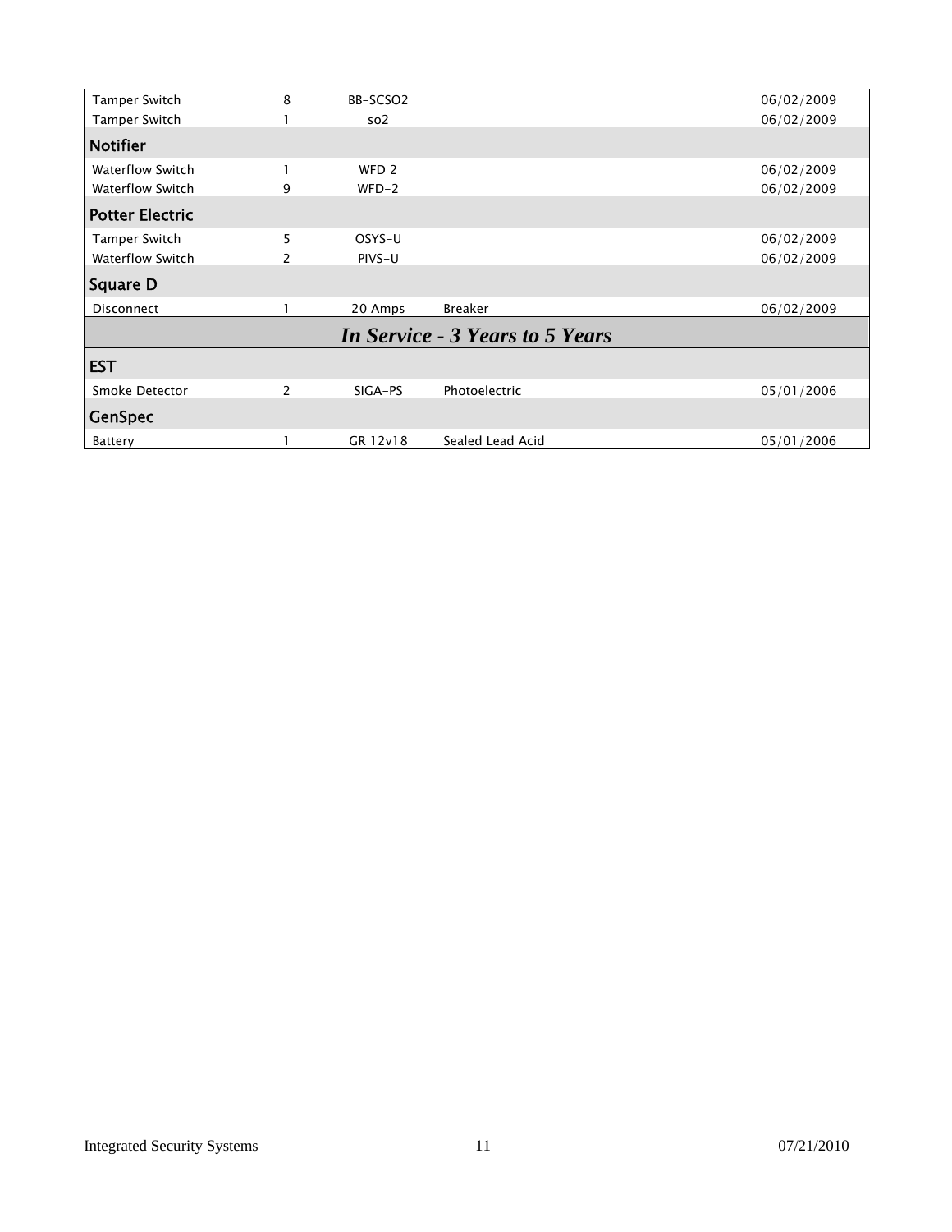| | | | | |
|---|---|---|---|---|
| Tamper Switch | 8 | BB-SCSO2 | | 06/02/2009 |
| Tamper Switch | 1 | so2 | | 06/02/2009 |
| **Notifier** | | | | |
| Waterflow Switch | 1 | WFD 2 | | 06/02/2009 |
| Waterflow Switch | 9 | WFD-2 | | 06/02/2009 |
| **Potter Electric** | | | | |
| Tamper Switch | 5 | OSYS-U | | 06/02/2009 |
| Waterflow Switch | 2 | PIVS-U | | 06/02/2009 |
| **Square D** | | | | |
| Disconnect | 1 | 20 Amps | Breaker | 06/02/2009 |
| ***In Service - 3 Years to 5 Years*** | | | | |
| **EST** | | | | |
| Smoke Detector | 2 | SIGA-PS | Photoelectric | 05/01/2006 |
| **GenSpec** | | | | |
| Battery | 1 | GR 12v18 | Sealed Lead Acid | 05/01/2006 |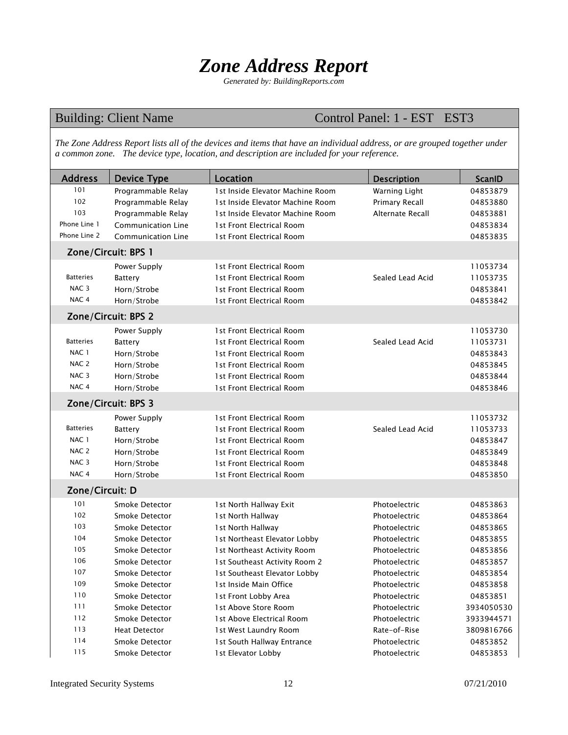# *Zone Address Report*

*Generated by: BuildingReports.com*

Building: Client Name — Control Panel: 1 - EST EST3

*The Zone Address Report lists all of the devices and items that have an individual address, or are grouped together under a common zone. The device type, location, and description are included for your reference.*

| Address | Device Type | Location | Description | ScanID |
|---|---|---|---|---|
| 101 | Programmable Relay | 1st Inside Elevator Machine Room | Warning Light | 04853879 |
| 102 | Programmable Relay | 1st Inside Elevator Machine Room | Primary Recall | 04853880 |
| 103 | Programmable Relay | 1st Inside Elevator Machine Room | Alternate Recall | 04853881 |
| Phone Line 1 | Communication Line | 1st Front Electrical Room | | 04853834 |
| Phone Line 2 | Communication Line | 1st Front Electrical Room | | 04853835 |
| **Zone/Circuit: BPS 1** | | | | |
| | Power Supply | 1st Front Electrical Room | | 11053734 |
| Batteries | Battery | 1st Front Electrical Room | Sealed Lead Acid | 11053735 |
| NAC 3 | Horn/Strobe | 1st Front Electrical Room | | 04853841 |
| NAC 4 | Horn/Strobe | 1st Front Electrical Room | | 04853842 |
| **Zone/Circuit: BPS 2** | | | | |
| | Power Supply | 1st Front Electrical Room | | 11053730 |
| Batteries | Battery | 1st Front Electrical Room | Sealed Lead Acid | 11053731 |
| NAC 1 | Horn/Strobe | 1st Front Electrical Room | | 04853843 |
| NAC 2 | Horn/Strobe | 1st Front Electrical Room | | 04853845 |
| NAC 3 | Horn/Strobe | 1st Front Electrical Room | | 04853844 |
| NAC 4 | Horn/Strobe | 1st Front Electrical Room | | 04853846 |
| **Zone/Circuit: BPS 3** | | | | |
| | Power Supply | 1st Front Electrical Room | | 11053732 |
| Batteries | Battery | 1st Front Electrical Room | Sealed Lead Acid | 11053733 |
| NAC 1 | Horn/Strobe | 1st Front Electrical Room | | 04853847 |
| NAC 2 | Horn/Strobe | 1st Front Electrical Room | | 04853849 |
| NAC 3 | Horn/Strobe | 1st Front Electrical Room | | 04853848 |
| NAC 4 | Horn/Strobe | 1st Front Electrical Room | | 04853850 |
| **Zone/Circuit: D** | | | | |
| 101 | Smoke Detector | 1st North Hallway Exit | Photoelectric | 04853863 |
| 102 | Smoke Detector | 1st North Hallway | Photoelectric | 04853864 |
| 103 | Smoke Detector | 1st North Hallway | Photoelectric | 04853865 |
| 104 | Smoke Detector | 1st Northeast Elevator Lobby | Photoelectric | 04853855 |
| 105 | Smoke Detector | 1st Northeast Activity Room | Photoelectric | 04853856 |
| 106 | Smoke Detector | 1st Southeast Activity Room 2 | Photoelectric | 04853857 |
| 107 | Smoke Detector | 1st Southeast Elevator Lobby | Photoelectric | 04853854 |
| 109 | Smoke Detector | 1st Inside Main Office | Photoelectric | 04853858 |
| 110 | Smoke Detector | 1st Front Lobby Area | Photoelectric | 04853851 |
| 111 | Smoke Detector | 1st Above Store Room | Photoelectric | 3934050530 |
| 112 | Smoke Detector | 1st Above Electrical Room | Photoelectric | 3933944571 |
| 113 | Heat Detector | 1st West Laundry Room | Rate-of-Rise | 3809816766 |
| 114 | Smoke Detector | 1st South Hallway Entrance | Photoelectric | 04853852 |
| 115 | Smoke Detector | 1st Elevator Lobby | Photoelectric | 04853853 |

Integrated Security Systems — 07/21/2010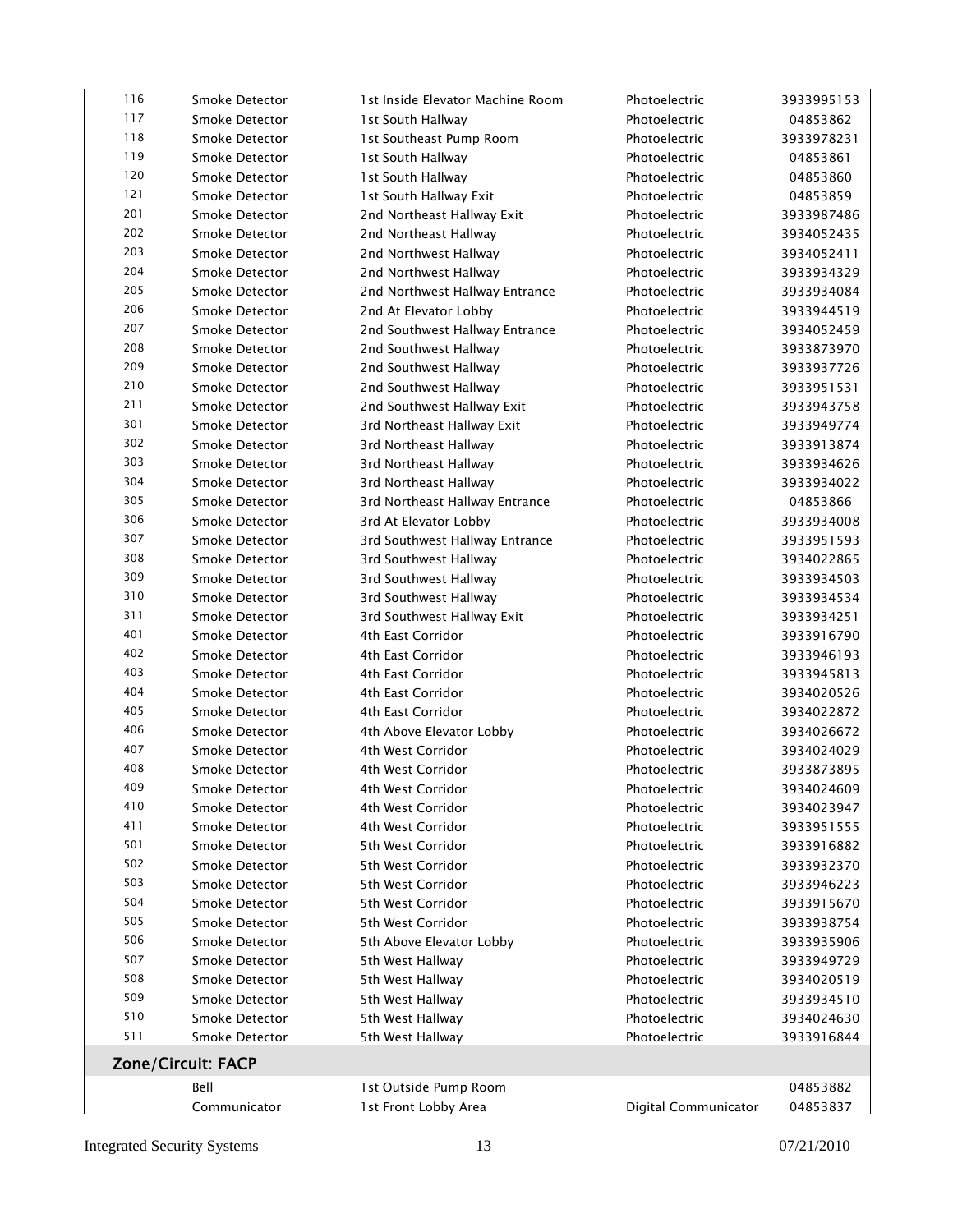| | | | | |
|---|---|---|---|---|
| 116 | Smoke Detector | 1st Inside Elevator Machine Room | Photoelectric | 3933995153 |
| 117 | Smoke Detector | 1st South Hallway | Photoelectric | 04853862 |
| 118 | Smoke Detector | 1st Southeast Pump Room | Photoelectric | 3933978231 |
| 119 | Smoke Detector | 1st South Hallway | Photoelectric | 04853861 |
| 120 | Smoke Detector | 1st South Hallway | Photoelectric | 04853860 |
| 121 | Smoke Detector | 1st South Hallway Exit | Photoelectric | 04853859 |
| 201 | Smoke Detector | 2nd Northeast Hallway Exit | Photoelectric | 3933987486 |
| 202 | Smoke Detector | 2nd Northeast Hallway | Photoelectric | 3934052435 |
| 203 | Smoke Detector | 2nd Northwest Hallway | Photoelectric | 3934052411 |
| 204 | Smoke Detector | 2nd Northwest Hallway | Photoelectric | 3933934329 |
| 205 | Smoke Detector | 2nd Northwest Hallway Entrance | Photoelectric | 3933934084 |
| 206 | Smoke Detector | 2nd At Elevator Lobby | Photoelectric | 3933944519 |
| 207 | Smoke Detector | 2nd Southwest Hallway Entrance | Photoelectric | 3934052459 |
| 208 | Smoke Detector | 2nd Southwest Hallway | Photoelectric | 3933873970 |
| 209 | Smoke Detector | 2nd Southwest Hallway | Photoelectric | 3933937726 |
| 210 | Smoke Detector | 2nd Southwest Hallway | Photoelectric | 3933951531 |
| 211 | Smoke Detector | 2nd Southwest Hallway Exit | Photoelectric | 3933943758 |
| 301 | Smoke Detector | 3rd Northeast Hallway Exit | Photoelectric | 3933949774 |
| 302 | Smoke Detector | 3rd Northeast Hallway | Photoelectric | 3933913874 |
| 303 | Smoke Detector | 3rd Northeast Hallway | Photoelectric | 3933934626 |
| 304 | Smoke Detector | 3rd Northeast Hallway | Photoelectric | 3933934022 |
| 305 | Smoke Detector | 3rd Northeast Hallway Entrance | Photoelectric | 04853866 |
| 306 | Smoke Detector | 3rd At Elevator Lobby | Photoelectric | 3933934008 |
| 307 | Smoke Detector | 3rd Southwest Hallway Entrance | Photoelectric | 3933951593 |
| 308 | Smoke Detector | 3rd Southwest Hallway | Photoelectric | 3934022865 |
| 309 | Smoke Detector | 3rd Southwest Hallway | Photoelectric | 3933934503 |
| 310 | Smoke Detector | 3rd Southwest Hallway | Photoelectric | 3933934534 |
| 311 | Smoke Detector | 3rd Southwest Hallway Exit | Photoelectric | 3933934251 |
| 401 | Smoke Detector | 4th East Corridor | Photoelectric | 3933916790 |
| 402 | Smoke Detector | 4th East Corridor | Photoelectric | 3933946193 |
| 403 | Smoke Detector | 4th East Corridor | Photoelectric | 3933945813 |
| 404 | Smoke Detector | 4th East Corridor | Photoelectric | 3934020526 |
| 405 | Smoke Detector | 4th East Corridor | Photoelectric | 3934022872 |
| 406 | Smoke Detector | 4th Above Elevator Lobby | Photoelectric | 3934026672 |
| 407 | Smoke Detector | 4th West Corridor | Photoelectric | 3934024029 |
| 408 | Smoke Detector | 4th West Corridor | Photoelectric | 3933873895 |
| 409 | Smoke Detector | 4th West Corridor | Photoelectric | 3934024609 |
| 410 | Smoke Detector | 4th West Corridor | Photoelectric | 3934023947 |
| 411 | Smoke Detector | 4th West Corridor | Photoelectric | 3933951555 |
| 501 | Smoke Detector | 5th West Corridor | Photoelectric | 3933916882 |
| 502 | Smoke Detector | 5th West Corridor | Photoelectric | 3933932370 |
| 503 | Smoke Detector | 5th West Corridor | Photoelectric | 3933946223 |
| 504 | Smoke Detector | 5th West Corridor | Photoelectric | 3933915670 |
| 505 | Smoke Detector | 5th West Corridor | Photoelectric | 3933938754 |
| 506 | Smoke Detector | 5th Above Elevator Lobby | Photoelectric | 3933935906 |
| 507 | Smoke Detector | 5th West Hallway | Photoelectric | 3933949729 |
| 508 | Smoke Detector | 5th West Hallway | Photoelectric | 3934020519 |
| 509 | Smoke Detector | 5th West Hallway | Photoelectric | 3933934510 |
| 510 | Smoke Detector | 5th West Hallway | Photoelectric | 3934024630 |
| 511 | Smoke Detector | 5th West Hallway | Photoelectric | 3933916844 |

## Zone/Circuit: FACP

| | | | | |
|---|---|---|---|---|
| | Bell | 1st Outside Pump Room | | 04853882 |
| | Communicator | 1st Front Lobby Area | Digital Communicator | 04853837 |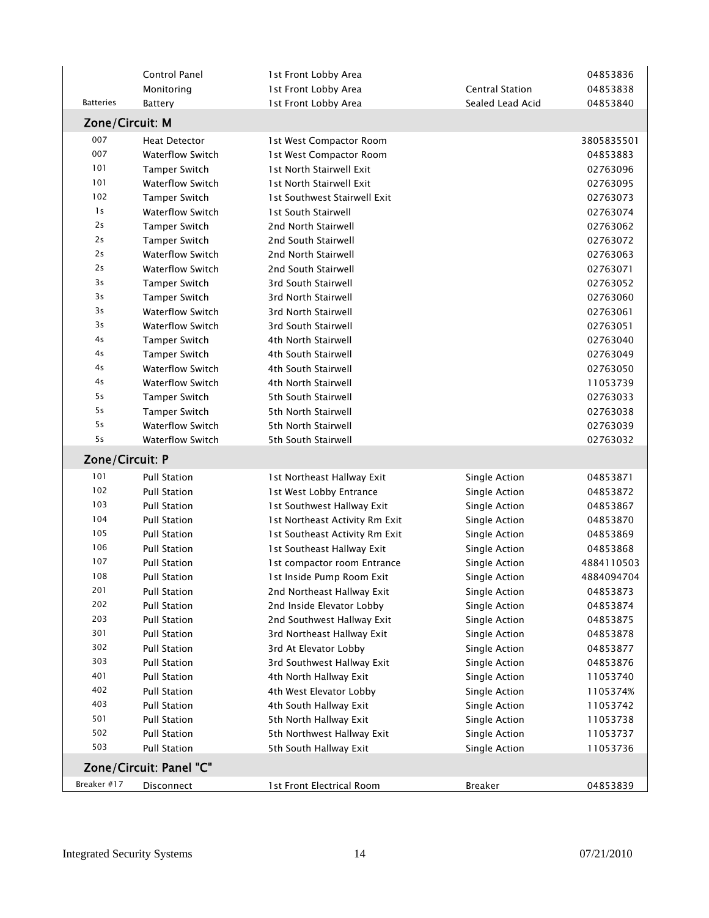| | | | | |
|---|---|---|---|---|
| | Control Panel | 1st Front Lobby Area | | 04853836 |
| | Monitoring | 1st Front Lobby Area | Central Station | 04853838 |
| Batteries | Battery | 1st Front Lobby Area | Sealed Lead Acid | 04853840 |
| **Zone/Circuit: M** | | | | |
| 007 | Heat Detector | 1st West Compactor Room | | 3805835501 |
| 007 | Waterflow Switch | 1st West Compactor Room | | 04853883 |
| 101 | Tamper Switch | 1st North Stairwell Exit | | 02763096 |
| 101 | Waterflow Switch | 1st North Stairwell Exit | | 02763095 |
| 102 | Tamper Switch | 1st Southwest Stairwell Exit | | 02763073 |
| 1s | Waterflow Switch | 1st South Stairwell | | 02763074 |
| 2s | Tamper Switch | 2nd North Stairwell | | 02763062 |
| 2s | Tamper Switch | 2nd South Stairwell | | 02763072 |
| 2s | Waterflow Switch | 2nd North Stairwell | | 02763063 |
| 2s | Waterflow Switch | 2nd South Stairwell | | 02763071 |
| 3s | Tamper Switch | 3rd South Stairwell | | 02763052 |
| 3s | Tamper Switch | 3rd North Stairwell | | 02763060 |
| 3s | Waterflow Switch | 3rd North Stairwell | | 02763061 |
| 3s | Waterflow Switch | 3rd South Stairwell | | 02763051 |
| 4s | Tamper Switch | 4th North Stairwell | | 02763040 |
| 4s | Tamper Switch | 4th South Stairwell | | 02763049 |
| 4s | Waterflow Switch | 4th South Stairwell | | 02763050 |
| 4s | Waterflow Switch | 4th North Stairwell | | 11053739 |
| 5s | Tamper Switch | 5th South Stairwell | | 02763033 |
| 5s | Tamper Switch | 5th North Stairwell | | 02763038 |
| 5s | Waterflow Switch | 5th North Stairwell | | 02763039 |
| 5s | Waterflow Switch | 5th South Stairwell | | 02763032 |
| **Zone/Circuit: P** | | | | |
| 101 | Pull Station | 1st Northeast Hallway Exit | Single Action | 04853871 |
| 102 | Pull Station | 1st West Lobby Entrance | Single Action | 04853872 |
| 103 | Pull Station | 1st Southwest Hallway Exit | Single Action | 04853867 |
| 104 | Pull Station | 1st Northeast Activity Rm Exit | Single Action | 04853870 |
| 105 | Pull Station | 1st Southeast Activity Rm Exit | Single Action | 04853869 |
| 106 | Pull Station | 1st Southeast Hallway Exit | Single Action | 04853868 |
| 107 | Pull Station | 1st compactor room Entrance | Single Action | 4884110503 |
| 108 | Pull Station | 1st Inside Pump Room Exit | Single Action | 4884094704 |
| 201 | Pull Station | 2nd Northeast Hallway Exit | Single Action | 04853873 |
| 202 | Pull Station | 2nd Inside Elevator Lobby | Single Action | 04853874 |
| 203 | Pull Station | 2nd Southwest Hallway Exit | Single Action | 04853875 |
| 301 | Pull Station | 3rd Northeast Hallway Exit | Single Action | 04853878 |
| 302 | Pull Station | 3rd At Elevator Lobby | Single Action | 04853877 |
| 303 | Pull Station | 3rd Southwest Hallway Exit | Single Action | 04853876 |
| 401 | Pull Station | 4th North Hallway Exit | Single Action | 11053740 |
| 402 | Pull Station | 4th West Elevator Lobby | Single Action | 1105374% |
| 403 | Pull Station | 4th South Hallway Exit | Single Action | 11053742 |
| 501 | Pull Station | 5th North Hallway Exit | Single Action | 11053738 |
| 502 | Pull Station | 5th Northwest Hallway Exit | Single Action | 11053737 |
| 503 | Pull Station | 5th South Hallway Exit | Single Action | 11053736 |
| **Zone/Circuit: Panel "C"** | | | | |
| Breaker #17 | Disconnect | 1st Front Electrical Room | Breaker | 04853839 |